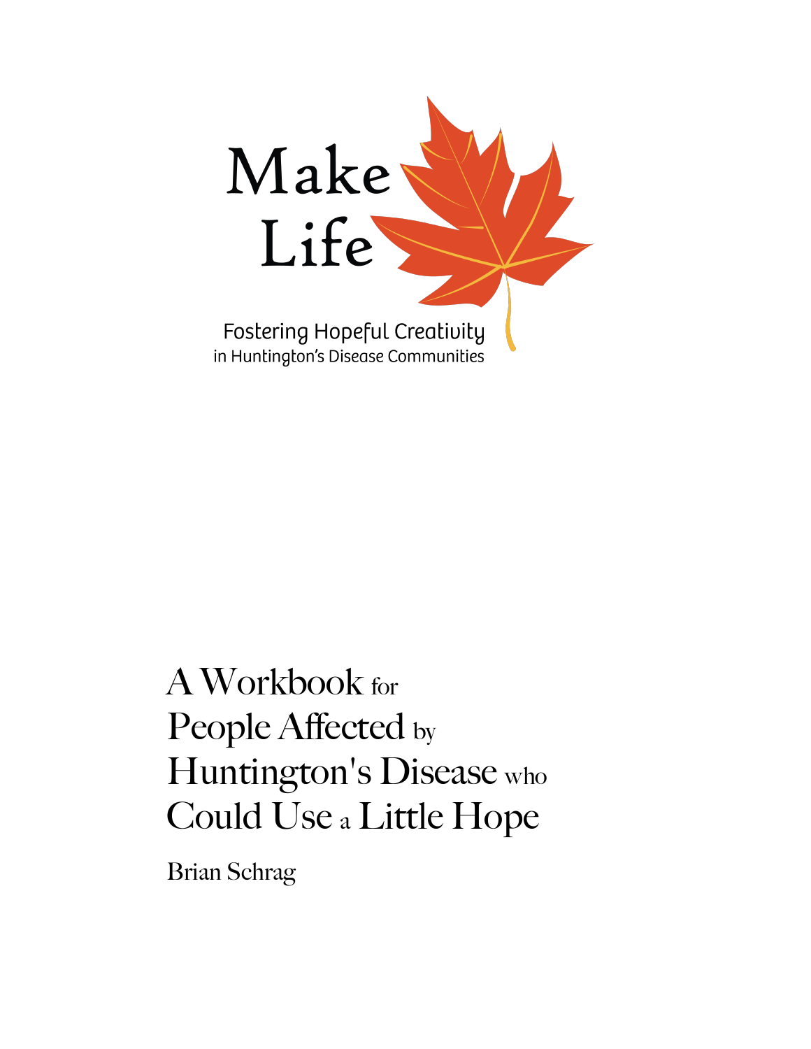# Make Life

Fostering Hopeful Creativity
in Huntington's Disease Communities

# A Workbook for People Affected by Huntington's Disease who Could Use a Little Hope

Brian Schrag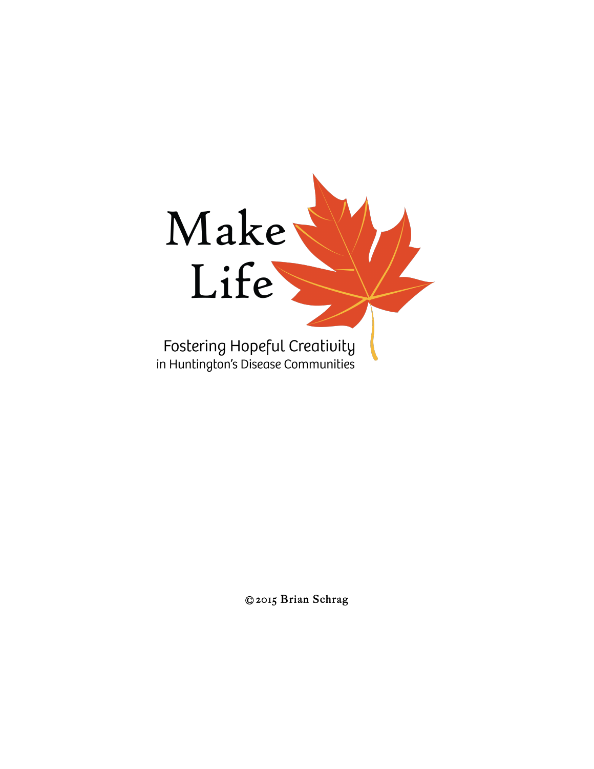# Make Life

## Fostering Hopeful Creativity
in Huntington's Disease Communities

©2015 Brian Schrag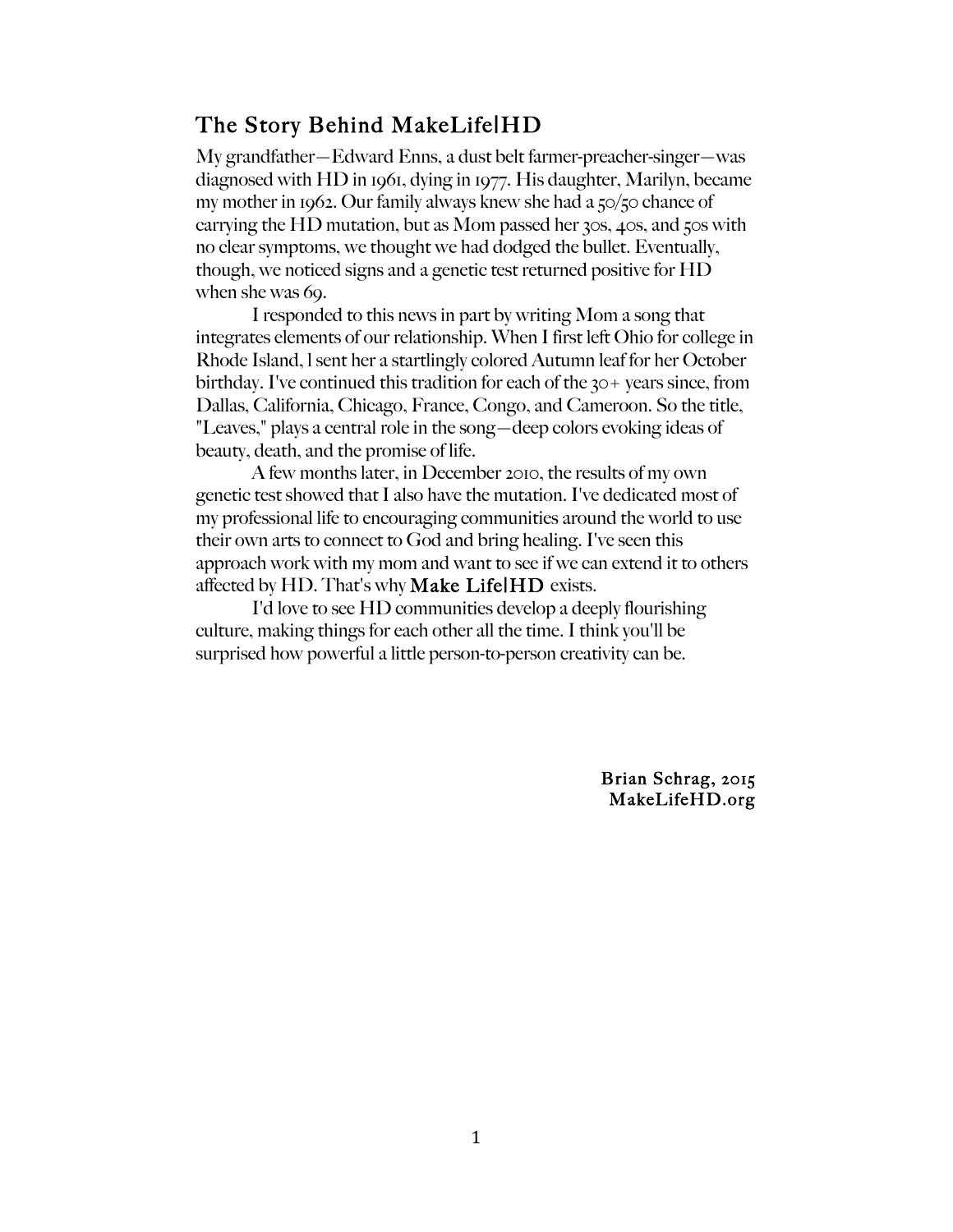## The Story Behind MakeLife|HD

My grandfather—Edward Enns, a dust belt farmer-preacher-singer—was diagnosed with HD in 1961, dying in 1977. His daughter, Marilyn, became my mother in 1962. Our family always knew she had a 50/50 chance of carrying the HD mutation, but as Mom passed her 30s, 40s, and 50s with no clear symptoms, we thought we had dodged the bullet. Eventually, though, we noticed signs and a genetic test returned positive for HD when she was 69.

I responded to this news in part by writing Mom a song that integrates elements of our relationship. When I first left Ohio for college in Rhode Island, I sent her a startlingly colored Autumn leaf for her October birthday. I've continued this tradition for each of the 30+ years since, from Dallas, California, Chicago, France, Congo, and Cameroon. So the title, "Leaves," plays a central role in the song—deep colors evoking ideas of beauty, death, and the promise of life.

A few months later, in December 2010, the results of my own genetic test showed that I also have the mutation. I've dedicated most of my professional life to encouraging communities around the world to use their own arts to connect to God and bring healing. I've seen this approach work with my mom and want to see if we can extend it to others affected by HD. That's why **Make Life|HD** exists.

I'd love to see HD communities develop a deeply flourishing culture, making things for each other all the time. I think you'll be surprised how powerful a little person-to-person creativity can be.

**Brian Schrag, 2015**
**MakeLifeHD.org**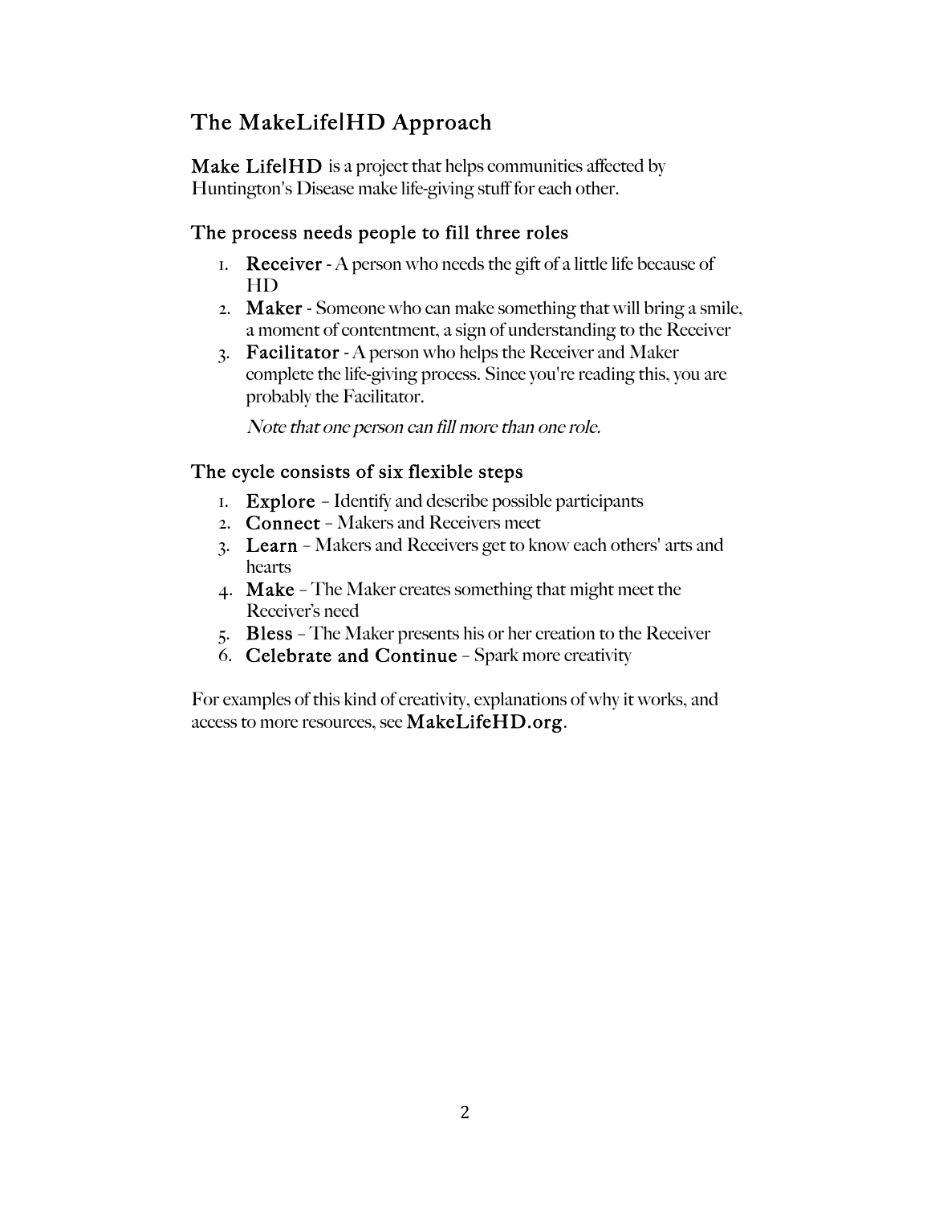## The MakeLife|HD Approach

**Make Life|HD** is a project that helps communities affected by Huntington's Disease make life-giving stuff for each other.

### The process needs people to fill three roles

1. **Receiver** - A person who needs the gift of a little life because of HD
2. **Maker** - Someone who can make something that will bring a smile, a moment of contentment, a sign of understanding to the Receiver
3. **Facilitator** - A person who helps the Receiver and Maker complete the life-giving process. Since you're reading this, you are probably the Facilitator.

   *Note that one person can fill more than one role.*

### The cycle consists of six flexible steps

1. **Explore** – Identify and describe possible participants
2. **Connect** – Makers and Receivers meet
3. **Learn** – Makers and Receivers get to know each others' arts and hearts
4. **Make** – The Maker creates something that might meet the Receiver's need
5. **Bless** – The Maker presents his or her creation to the Receiver
6. **Celebrate and Continue** – Spark more creativity

For examples of this kind of creativity, explanations of why it works, and access to more resources, see **MakeLifeHD.org**.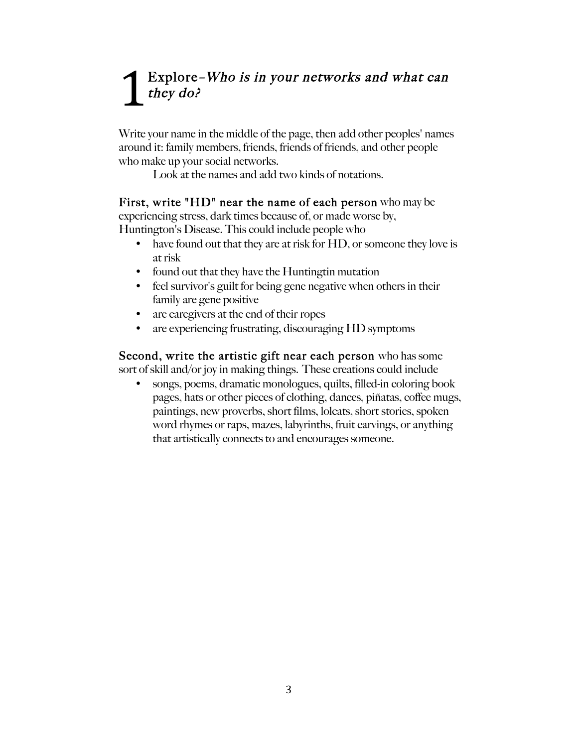# 1 Explore–*Who is in your networks and what can they do?*

Write your name in the middle of the page, then add other peoples' names around it: family members, friends, friends of friends, and other people who make up your social networks.

Look at the names and add two kinds of notations.

**First, write "HD" near the name of each person** who may be experiencing stress, dark times because of, or made worse by, Huntington's Disease. This could include people who

- have found out that they are at risk for HD, or someone they love is at risk
- found out that they have the Huntingtin mutation
- feel survivor's guilt for being gene negative when others in their family are gene positive
- are caregivers at the end of their ropes
- are experiencing frustrating, discouraging HD symptoms

**Second, write the artistic gift near each person** who has some sort of skill and/or joy in making things. These creations could include

- songs, poems, dramatic monologues, quilts, filled-in coloring book pages, hats or other pieces of clothing, dances, piñatas, coffee mugs, paintings, new proverbs, short films, lolcats, short stories, spoken word rhymes or raps, mazes, labyrinths, fruit carvings, or anything that artistically connects to and encourages someone.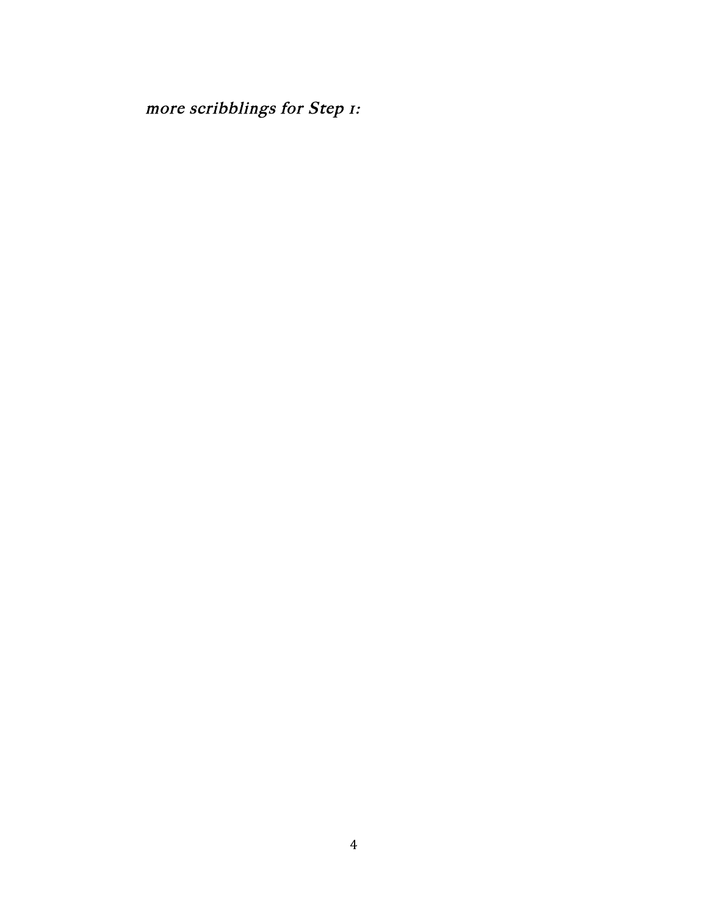*more scribblings for Step 1:*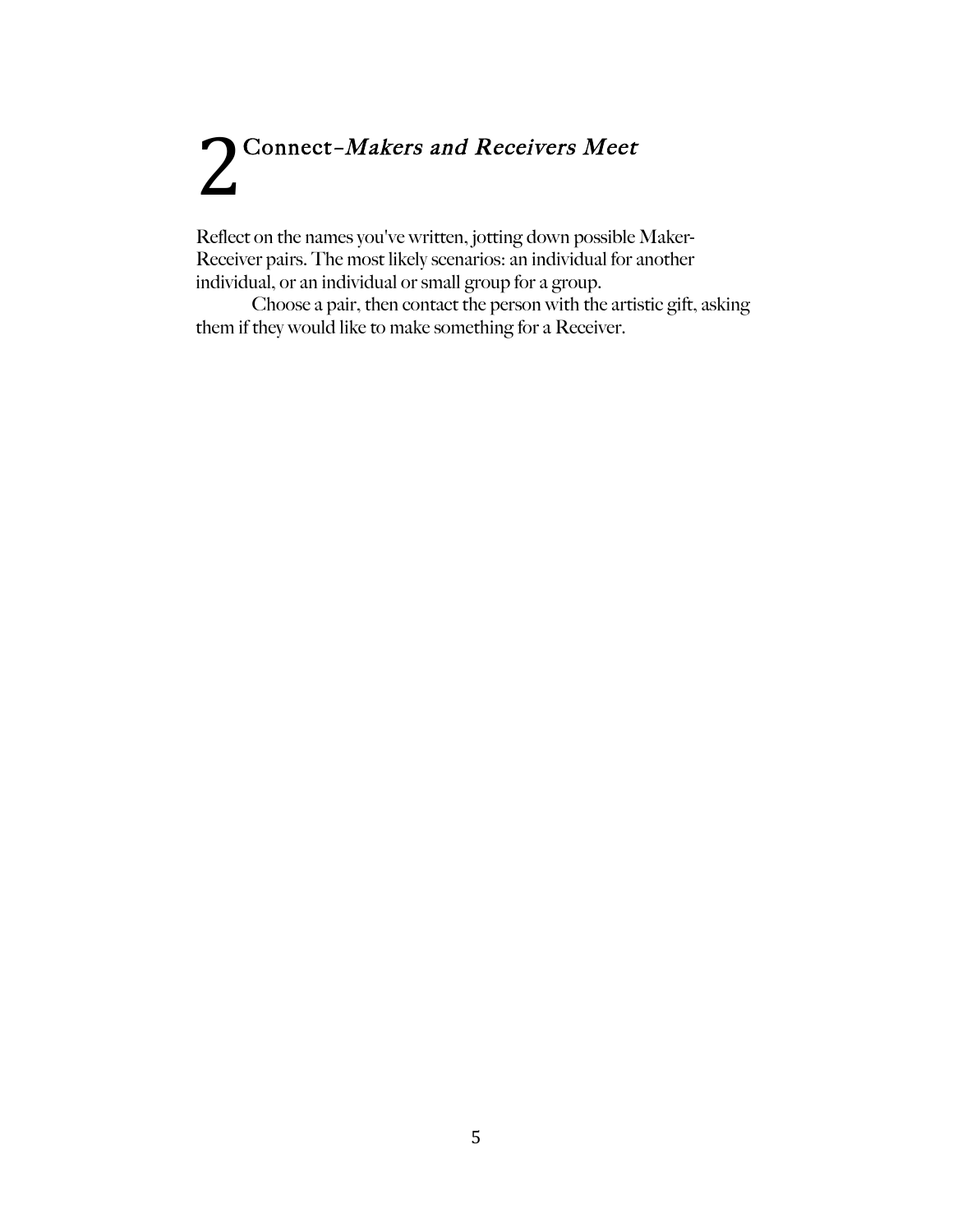# 2 Connect–*Makers and Receivers Meet*

Reflect on the names you've written, jotting down possible Maker-Receiver pairs. The most likely scenarios: an individual for another individual, or an individual or small group for a group.

Choose a pair, then contact the person with the artistic gift, asking them if they would like to make something for a Receiver.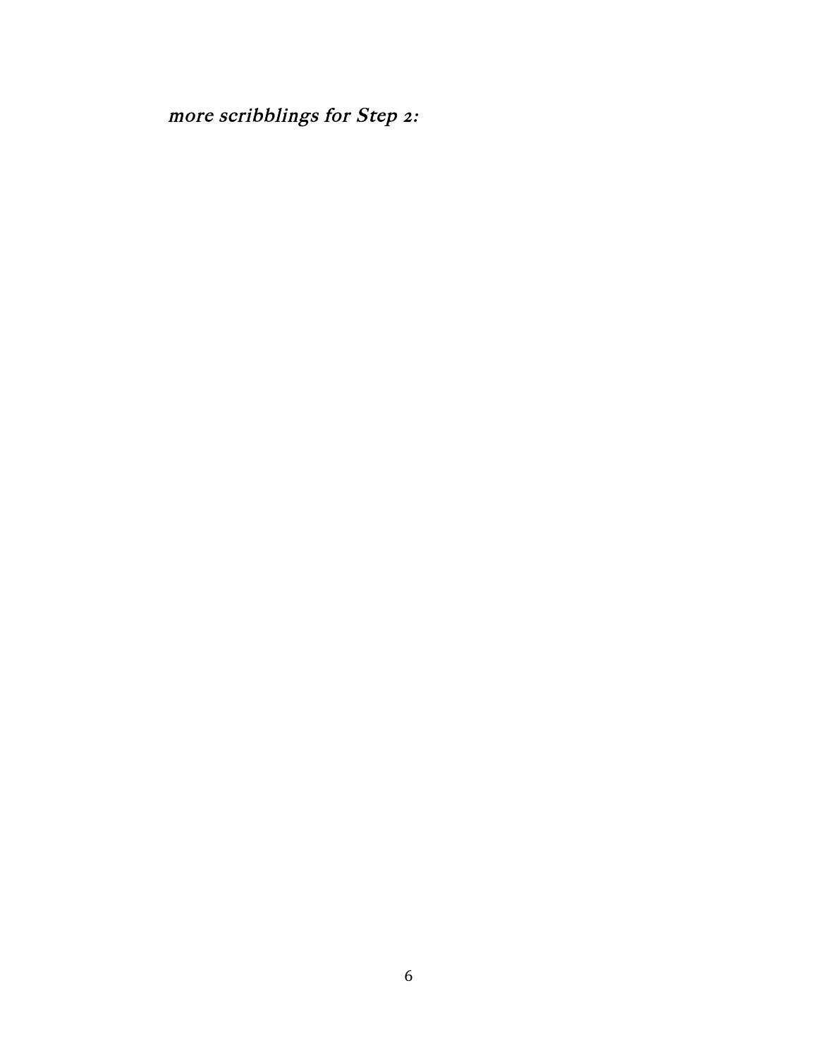*more scribblings for Step 2:*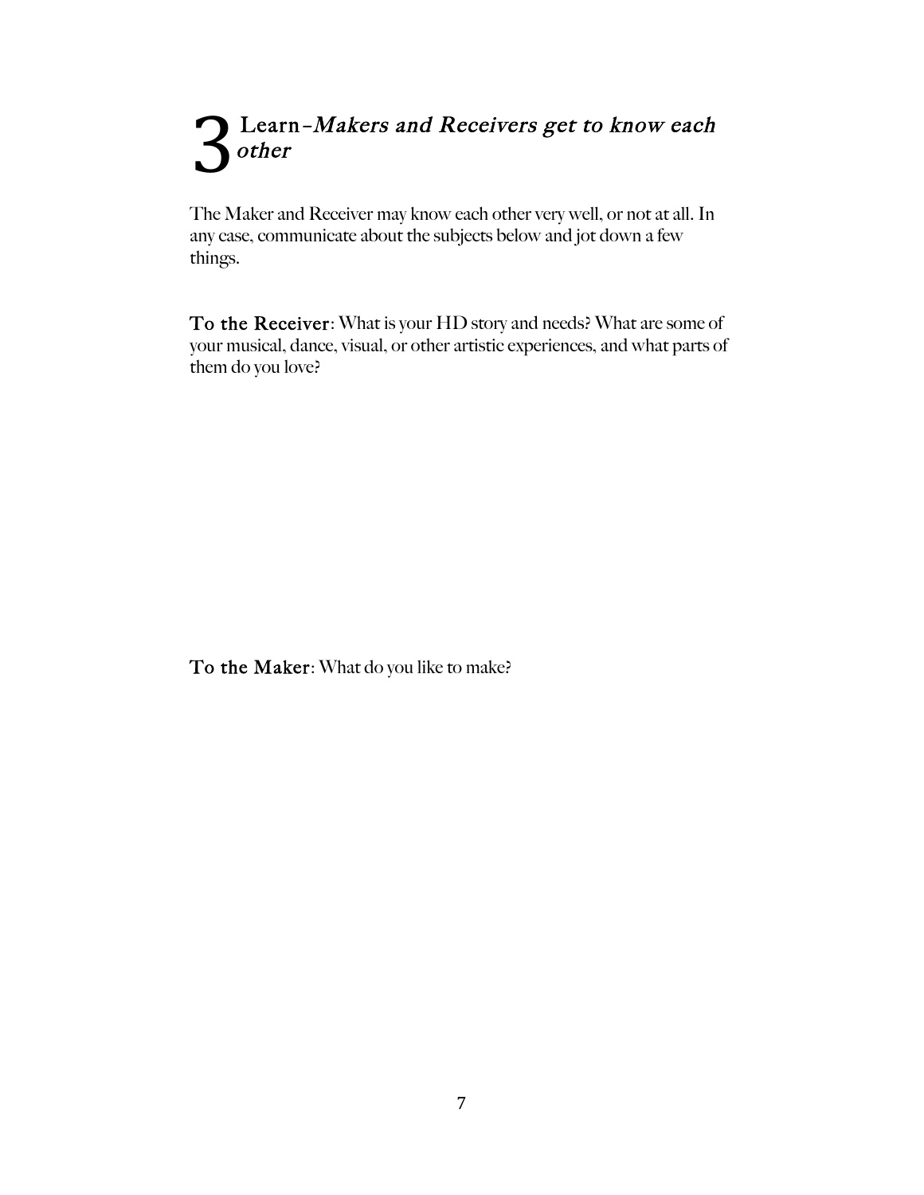# 3 Learn–*Makers and Receivers get to know each other*

The Maker and Receiver may know each other very well, or not at all. In any case, communicate about the subjects below and jot down a few things.

**To the Receiver**: What is your HD story and needs? What are some of your musical, dance, visual, or other artistic experiences, and what parts of them do you love?

**To the Maker**: What do you like to make?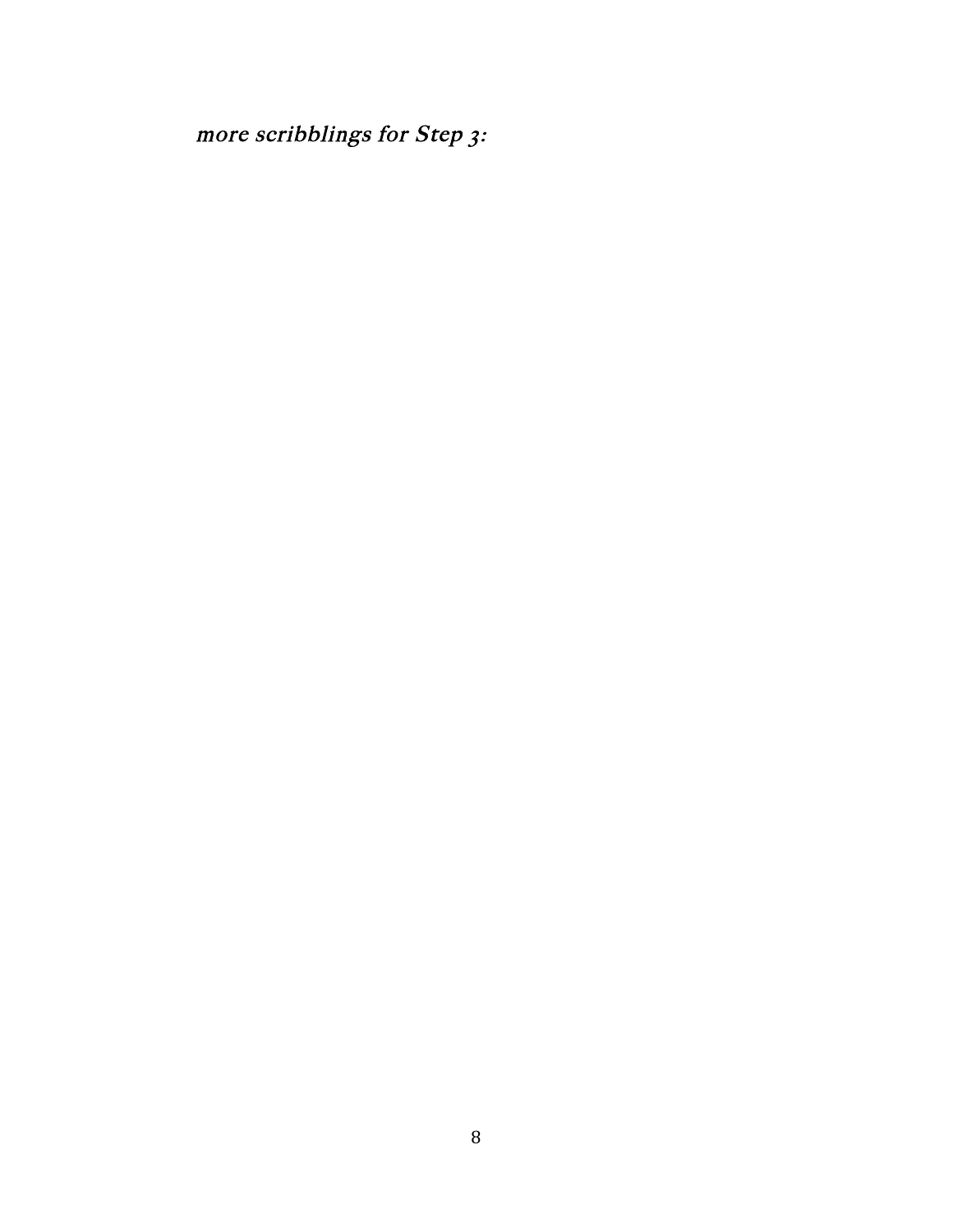*more scribblings for Step 3:*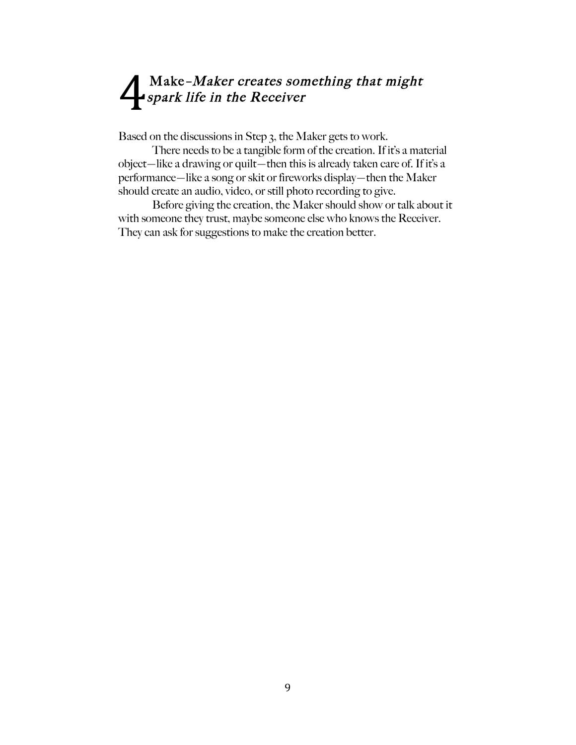# 4 Make–*Maker creates something that might spark life in the Receiver*

Based on the discussions in Step 3, the Maker gets to work.

There needs to be a tangible form of the creation. If it's a material object—like a drawing or quilt—then this is already taken care of. If it's a performance—like a song or skit or fireworks display—then the Maker should create an audio, video, or still photo recording to give.

Before giving the creation, the Maker should show or talk about it with someone they trust, maybe someone else who knows the Receiver. They can ask for suggestions to make the creation better.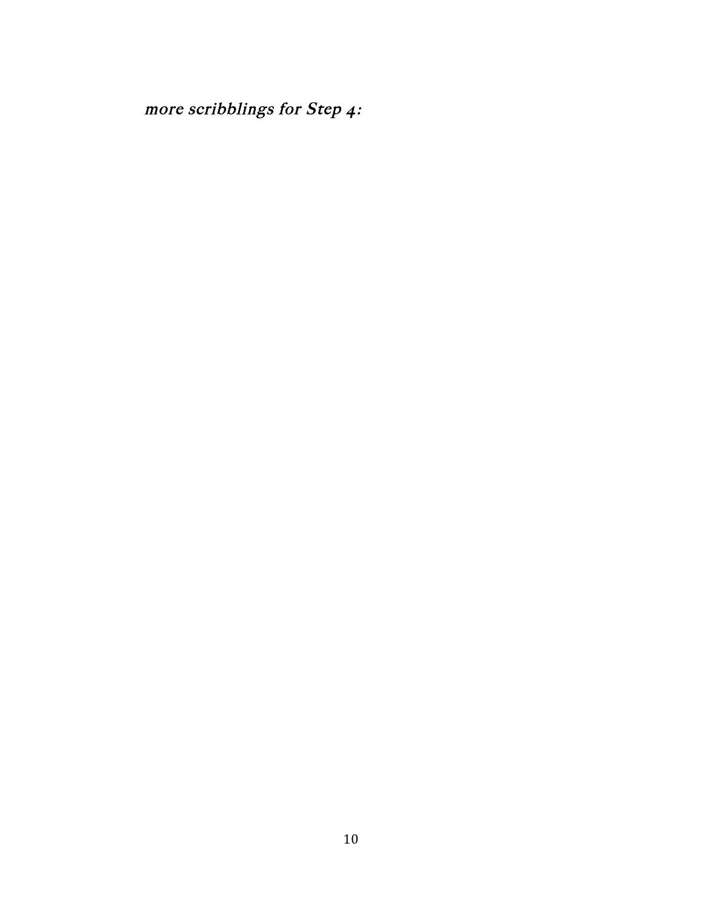*more scribblings for Step 4:*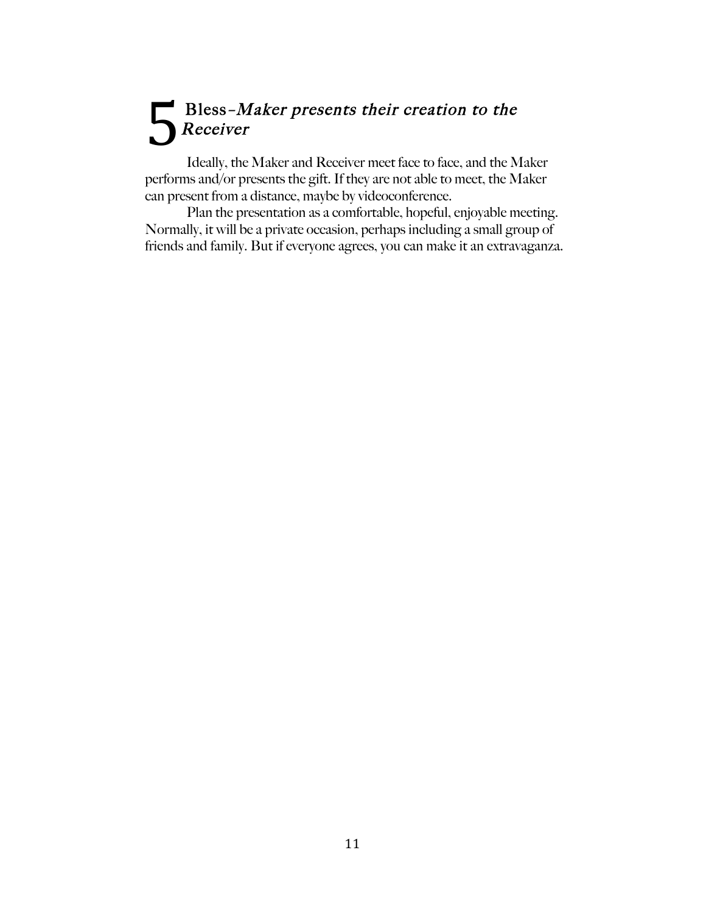## 5 Bless–*Maker presents their creation to the Receiver*

Ideally, the Maker and Receiver meet face to face, and the Maker performs and/or presents the gift. If they are not able to meet, the Maker can present from a distance, maybe by videoconference.

Plan the presentation as a comfortable, hopeful, enjoyable meeting. Normally, it will be a private occasion, perhaps including a small group of friends and family. But if everyone agrees, you can make it an extravaganza.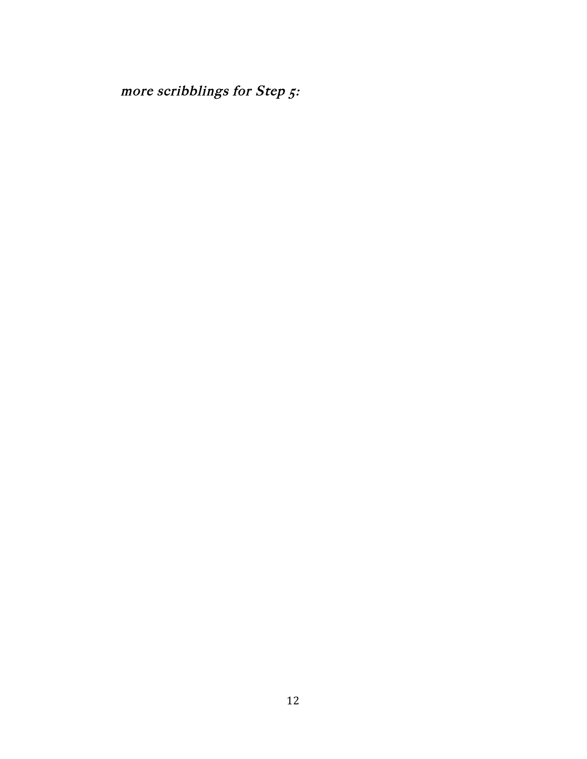*more scribblings for Step 5:*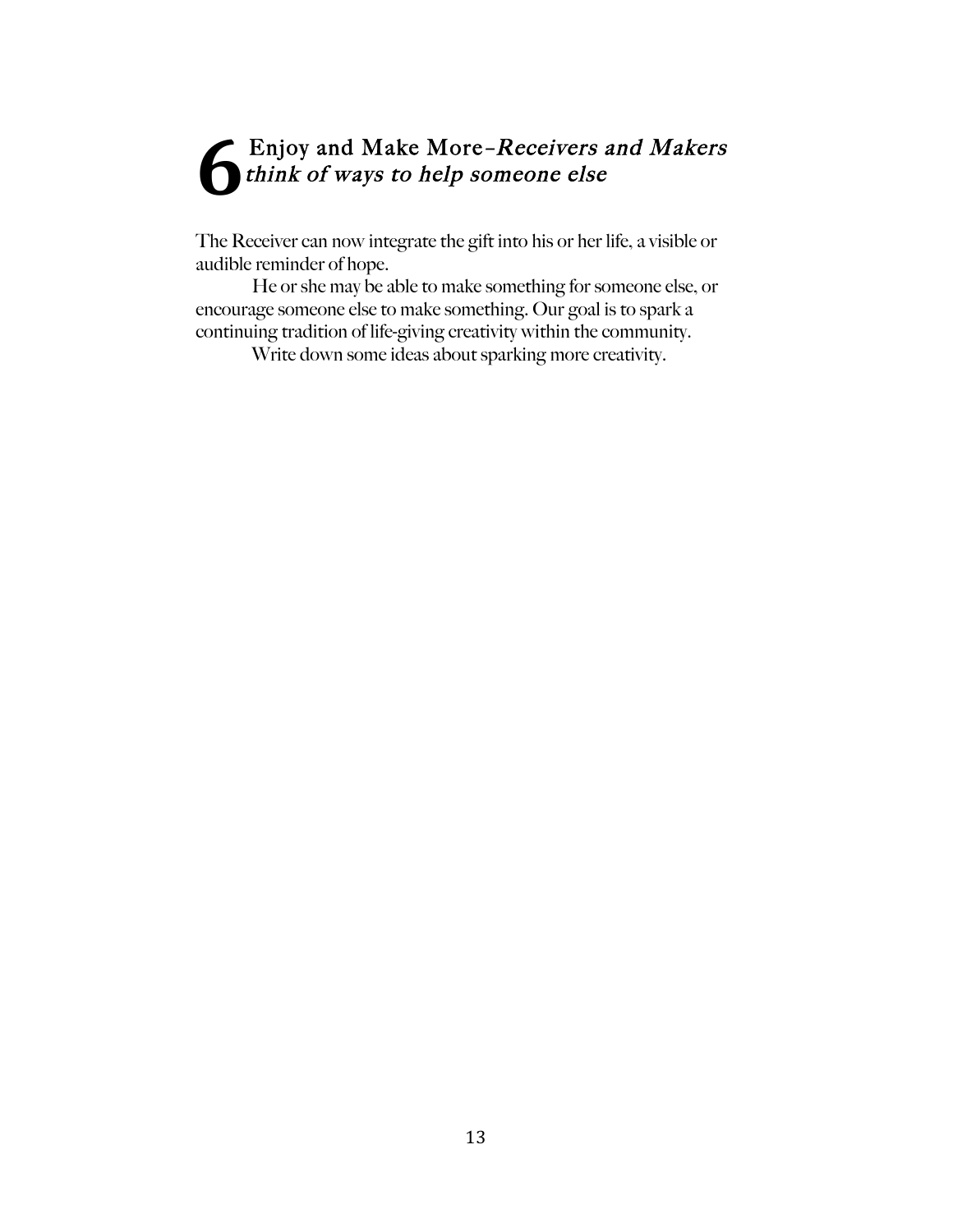## 6 Enjoy and Make More–*Receivers and Makers think of ways to help someone else*

The Receiver can now integrate the gift into his or her life, a visible or audible reminder of hope.

He or she may be able to make something for someone else, or encourage someone else to make something. Our goal is to spark a continuing tradition of life-giving creativity within the community.

Write down some ideas about sparking more creativity.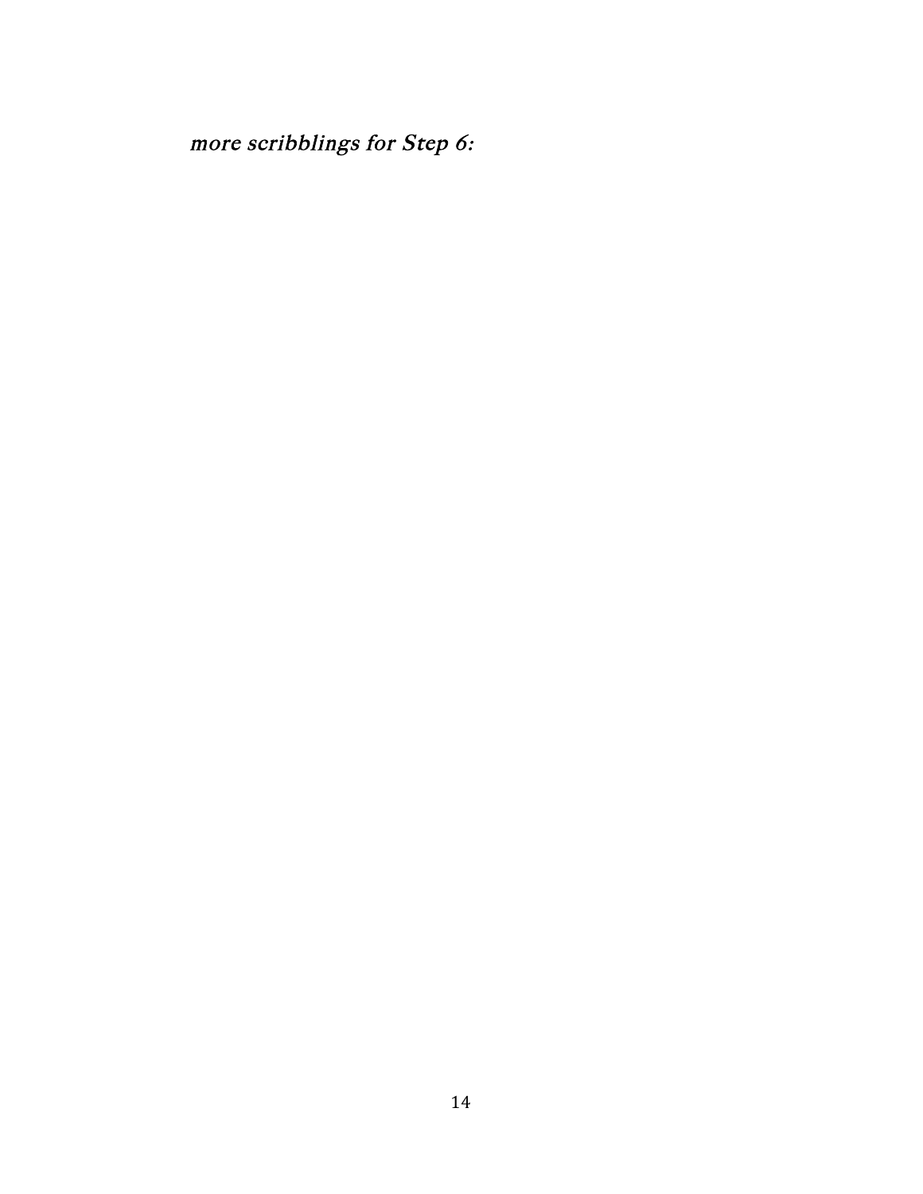*more scribblings for Step 6:*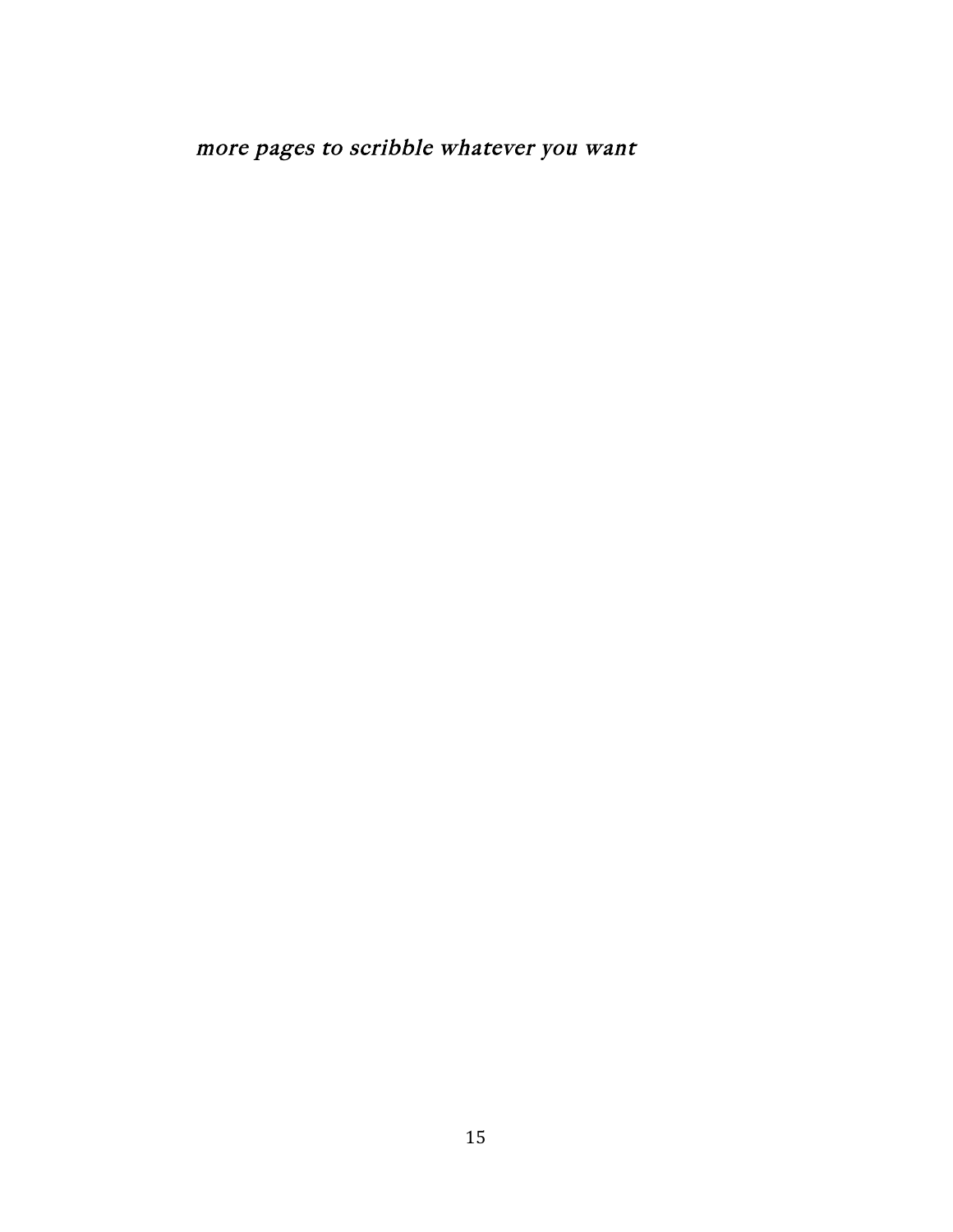*more pages to scribble whatever you want*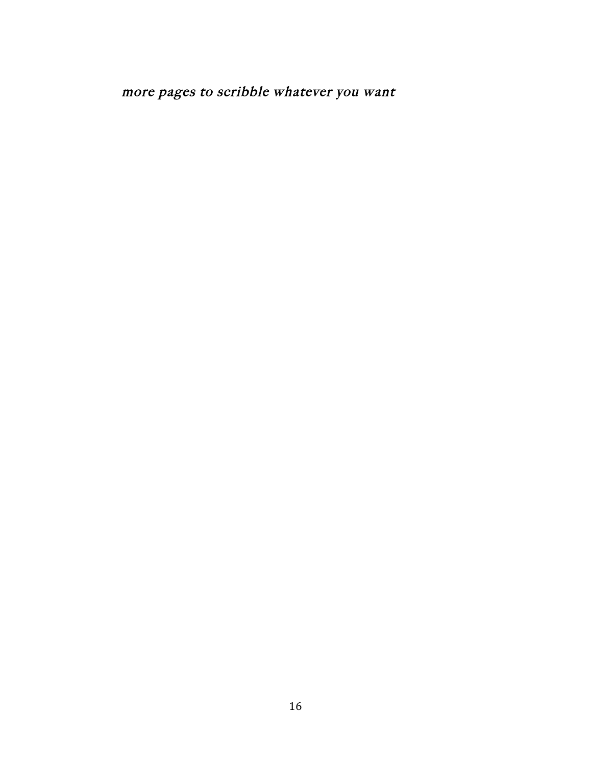*more pages to scribble whatever you want*